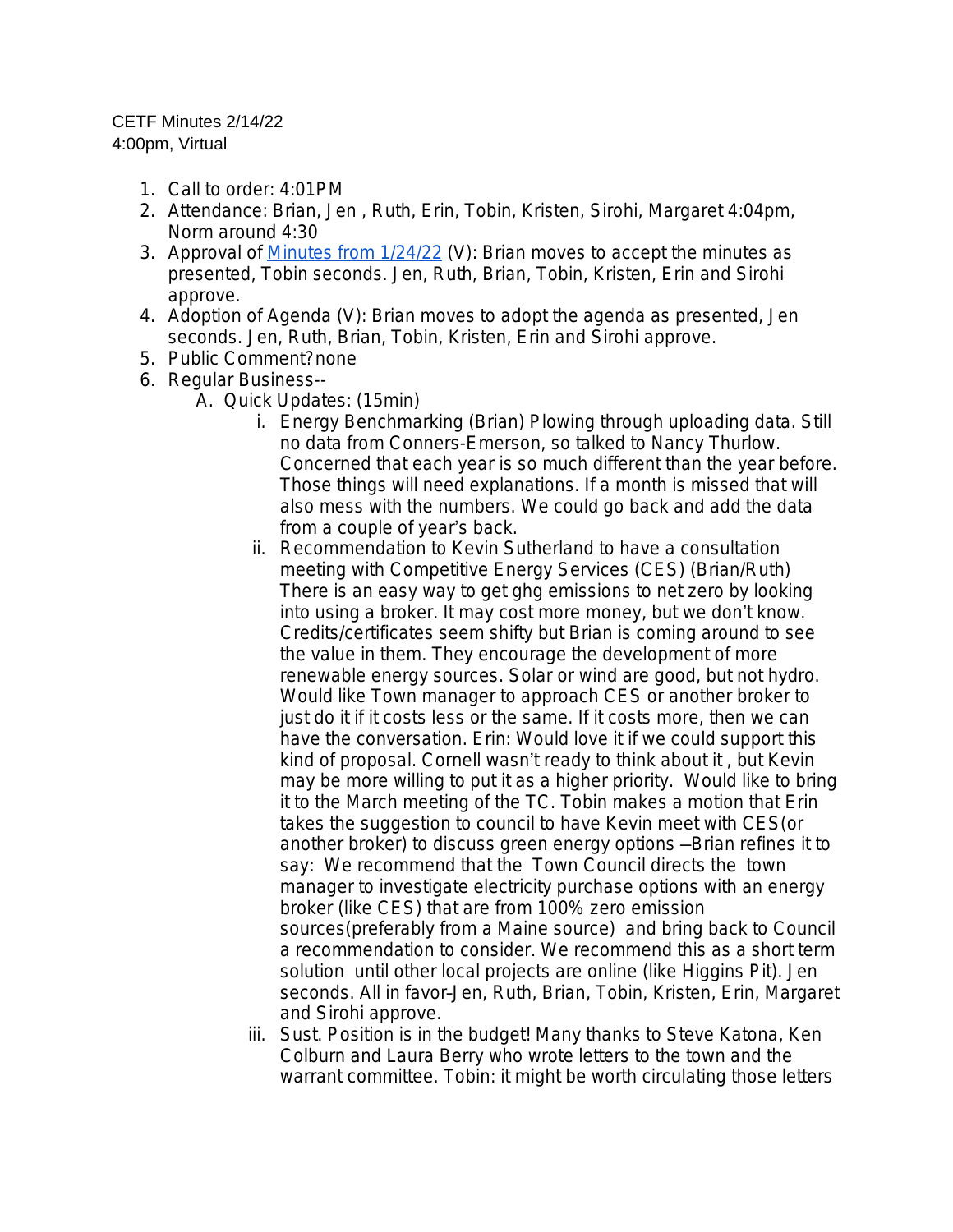CETF Minutes 2/14/22
4:00pm, Virtual

1. Call to order: 4:01PM
2. Attendance: Brian, Jen , Ruth, Erin, Tobin, Kristen, Sirohi, Margaret 4:04pm, Norm around 4:30
3. Approval of [Minutes from 1/24/22](Minutes from 1/24/22) (V): Brian moves to accept the minutes as presented, Tobin seconds. Jen, Ruth, Brian, Tobin, Kristen, Erin and Sirohi approve.
4. Adoption of Agenda (V): Brian moves to adopt the agenda as presented, Jen seconds. Jen, Ruth, Brian, Tobin, Kristen, Erin and Sirohi approve.
5. Public Comment? none
6. Regular Business--
   A. Quick Updates: (15min)
      i. Energy Benchmarking (Brian) Plowing through uploading data. Still no data from Conners-Emerson, so talked to Nancy Thurlow. Concerned that each year is so much different than the year before. Those things will need explanations. If a month is missed that will also mess with the numbers. We could go back and add the data from a couple of year's back.
      ii. Recommendation to Kevin Sutherland to have a consultation meeting with Competitive Energy Services (CES) (Brian/Ruth) There is an easy way to get ghg emissions to net zero by looking into using a broker. It may cost more money, but we don't know. Credits/certificates seem shifty but Brian is coming around to see the value in them. They encourage the development of more renewable energy sources. Solar or wind are good, but not hydro. Would like Town manager to approach CES or another broker to just do it if it costs less or the same. If it costs more, then we can have the conversation. Erin: Would love it if we could support this kind of proposal. Cornell wasn't ready to think about it , but Kevin may be more willing to put it as a higher priority. Would like to bring it to the March meeting of the TC. Tobin makes a motion that Erin takes the suggestion to council to have Kevin meet with CES(or another broker) to discuss green energy options --Brian refines it to say: We recommend that the Town Council directs the town manager to investigate electricity purchase options with an energy broker (like CES) that are from 100% zero emission sources(preferably from a Maine source) and bring back to Council a recommendation to consider. We recommend this as a short term solution until other local projects are online (like Higgins Pit). Jen seconds. All in favor--Jen, Ruth, Brian, Tobin, Kristen, Erin, Margaret and Sirohi approve.
      iii. Sust. Position is in the budget! Many thanks to Steve Katona, Ken Colburn and Laura Berry who wrote letters to the town and the warrant committee. Tobin: it might be worth circulating those letters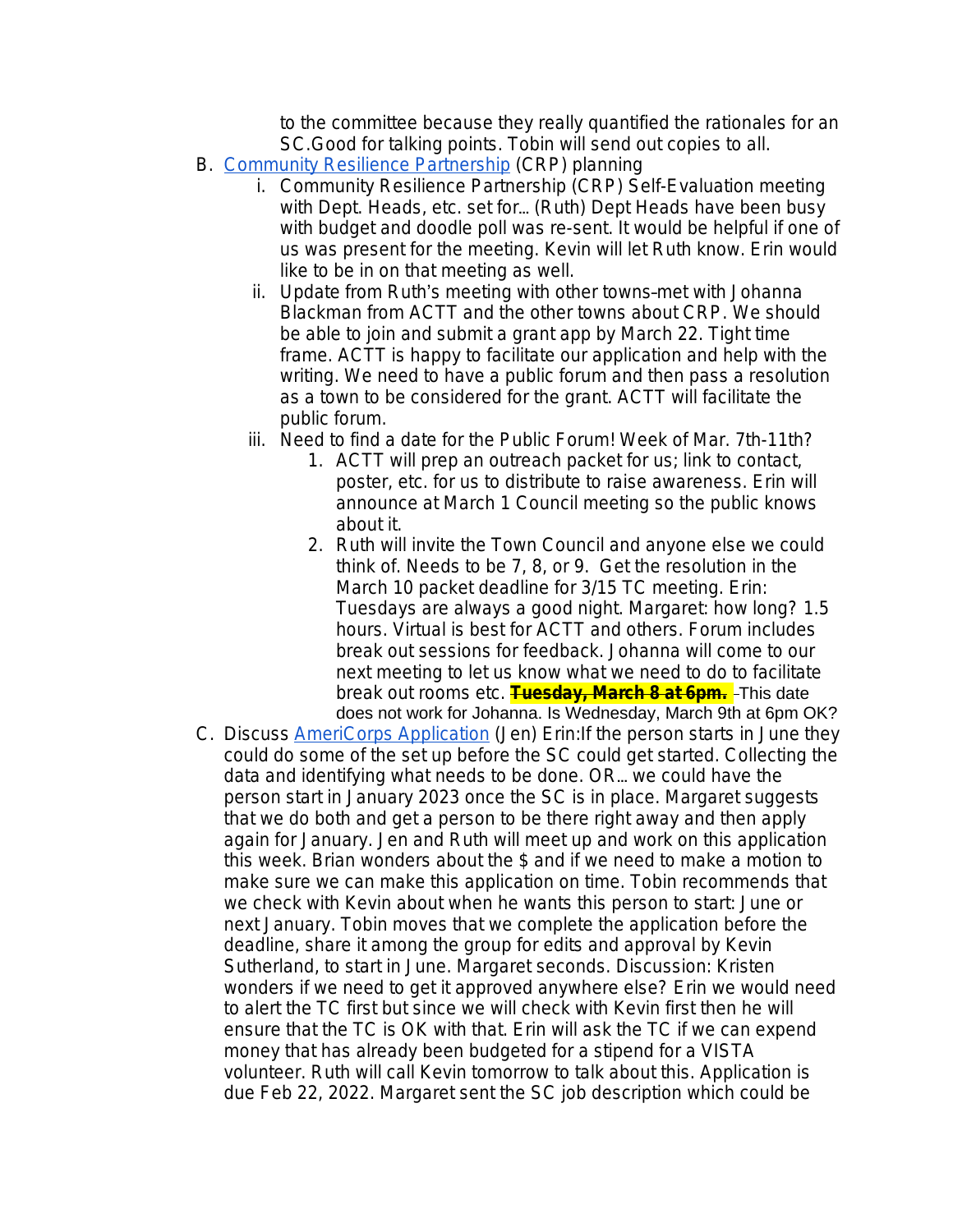to the committee because they really quantified the rationales for an SC.Good for talking points. Tobin will send out copies to all.

B. [Community Resilience Partnership](#) (CRP) planning

   i. Community Resilience Partnership (CRP) Self-Evaluation meeting with Dept. Heads, etc. set for... (Ruth) Dept Heads have been busy with budget and doodle poll was re-sent. It would be helpful if one of us was present for the meeting. Kevin will let Ruth know. Erin would like to be in on that meeting as well.

   ii. Update from Ruth's meeting with other towns-met with Johanna Blackman from ACTT and the other towns about CRP. We should be able to join and submit a grant app by March 22. Tight time frame. ACTT is happy to facilitate our application and help with the writing. We need to have a public forum and then pass a resolution as a town to be considered for the grant. ACTT will facilitate the public forum.

   iii. Need to find a date for the Public Forum! Week of Mar. 7th-11th?

      1. ACTT will prep an outreach packet for us; link to contact, poster, etc. for us to distribute to raise awareness. Erin will announce at March 1 Council meeting so the public knows about it.

      2. Ruth will invite the Town Council and anyone else we could think of. Needs to be 7, 8, or 9. Get the resolution in the March 10 packet deadline for 3/15 TC meeting. Erin: Tuesdays are always a good night. Margaret: how long? 1.5 hours. Virtual is best for ACTT and others. Forum includes break out sessions for feedback. Johanna will come to our next meeting to let us know what we need to do to facilitate break out rooms etc. ~~**Tuesday, March 8 at 6pm.**~~ This date does not work for Johanna. Is Wednesday, March 9th at 6pm OK?

C. Discuss [AmeriCorps Application](#) (Jen) Erin:If the person starts in June they could do some of the set up before the SC could get started. Collecting the data and identifying what needs to be done. OR... we could have the person start in January 2023 once the SC is in place. Margaret suggests that we do both and get a person to be there right away and then apply again for January. Jen and Ruth will meet up and work on this application this week. Brian wonders about the $ and if we need to make a motion to make sure we can make this application on time. Tobin recommends that we check with Kevin about when he wants this person to start: June or next January. Tobin moves that we complete the application before the deadline, share it among the group for edits and approval by Kevin Sutherland, to start in June. Margaret seconds. Discussion: Kristen wonders if we need to get it approved anywhere else? Erin we would need to alert the TC first but since we will check with Kevin first then he will ensure that the TC is OK with that. Erin will ask the TC if we can expend money that has already been budgeted for a stipend for a VISTA volunteer. Ruth will call Kevin tomorrow to talk about this. Application is due Feb 22, 2022. Margaret sent the SC job description which could be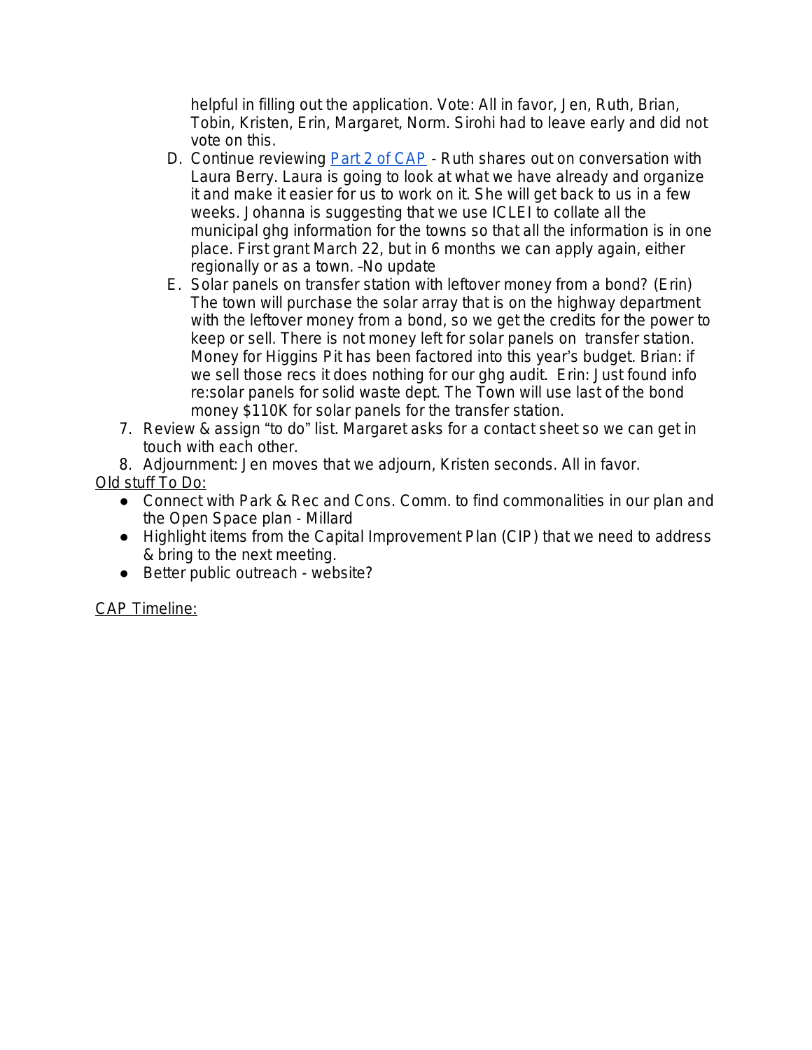helpful in filling out the application. Vote: All in favor, Jen, Ruth, Brian, Tobin, Kristen, Erin, Margaret, Norm. Sirohi had to leave early and did not vote on this.

D. Continue reviewing [Part 2 of CAP](#) - Ruth shares out on conversation with Laura Berry. Laura is going to look at what we have already and organize it and make it easier for us to work on it. She will get back to us in a few weeks. Johanna is suggesting that we use ICLEI to collate all the municipal ghg information for the towns so that all the information is in one place. First grant March 22, but in 6 months we can apply again, either regionally or as a town. –No update

E. Solar panels on transfer station with leftover money from a bond? (Erin) The town will purchase the solar array that is on the highway department with the leftover money from a bond, so we get the credits for the power to keep or sell. There is not money left for solar panels on transfer station. Money for Higgins Pit has been factored into this year's budget. Brian: if we sell those recs it does nothing for our ghg audit. Erin: Just found info re:solar panels for solid waste dept. The Town will use last of the bond money $110K for solar panels for the transfer station.

7. Review & assign "to do" list. Margaret asks for a contact sheet so we can get in touch with each other.
8. Adjournment: Jen moves that we adjourn, Kristen seconds. All in favor.

<u>Old stuff To Do:</u>

- Connect with Park & Rec and Cons. Comm. to find commonalities in our plan and the Open Space plan - Millard
- Highlight items from the Capital Improvement Plan (CIP) that we need to address & bring to the next meeting.
- Better public outreach - website?

<u>CAP Timeline:</u>